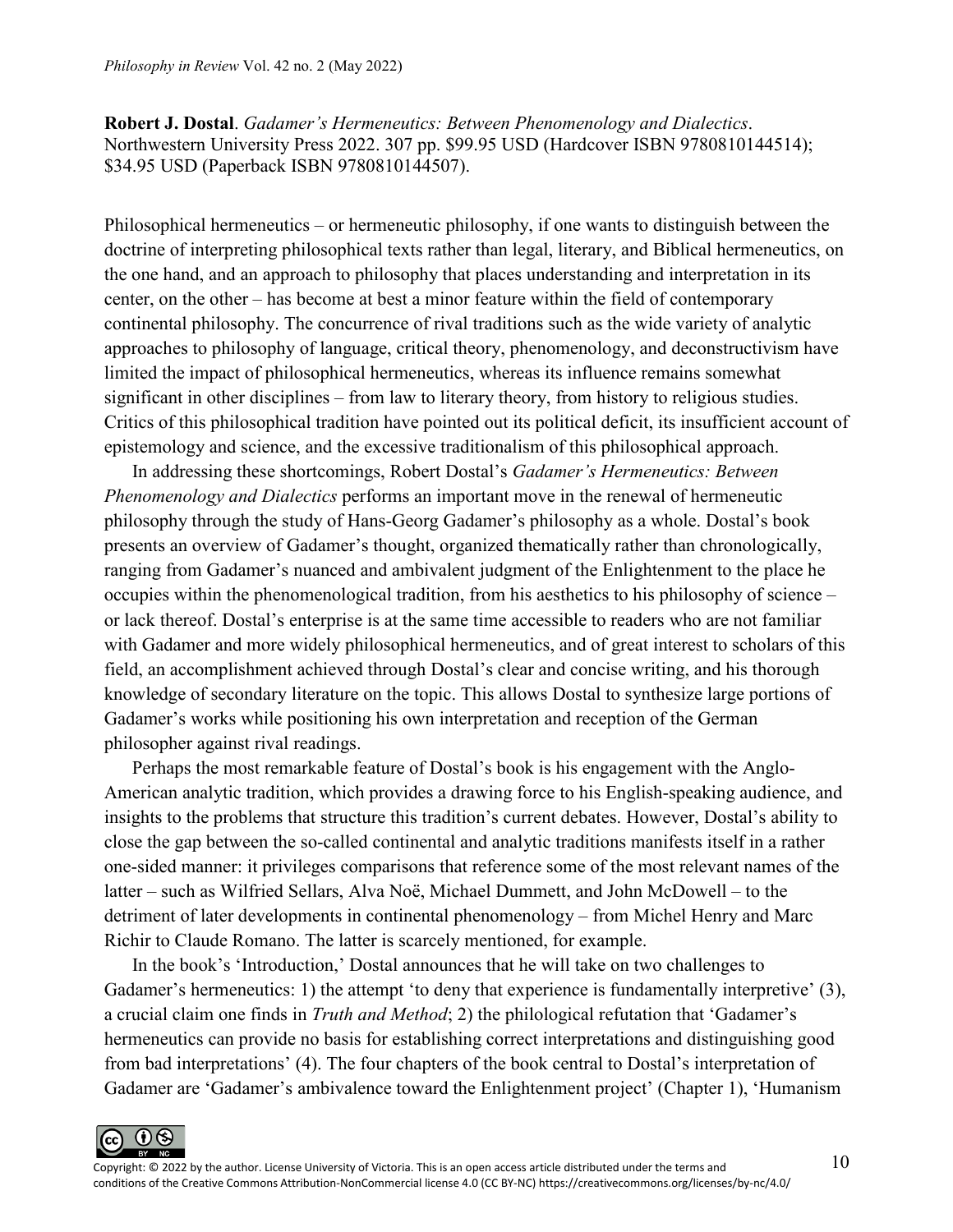**Robert J. Dostal**. *Gadamer's Hermeneutics: Between Phenomenology and Dialectics*. Northwestern University Press 2022. 307 pp. $99.95 USD (Hardcover ISBN 9780810144514); $34.95 USD (Paperback ISBN 9780810144507).

Philosophical hermeneutics – or hermeneutic philosophy, if one wants to distinguish between the doctrine of interpreting philosophical texts rather than legal, literary, and Biblical hermeneutics, on the one hand, and an approach to philosophy that places understanding and interpretation in its center, on the other – has become at best a minor feature within the field of contemporary continental philosophy. The concurrence of rival traditions such as the wide variety of analytic approaches to philosophy of language, critical theory, phenomenology, and deconstructivism have limited the impact of philosophical hermeneutics, whereas its influence remains somewhat significant in other disciplines – from law to literary theory, from history to religious studies. Critics of this philosophical tradition have pointed out its political deficit, its insufficient account of epistemology and science, and the excessive traditionalism of this philosophical approach.

In addressing these shortcomings, Robert Dostal's *Gadamer's Hermeneutics: Between Phenomenology and Dialectics* performs an important move in the renewal of hermeneutic philosophy through the study of Hans-Georg Gadamer's philosophy as a whole. Dostal's book presents an overview of Gadamer's thought, organized thematically rather than chronologically, ranging from Gadamer's nuanced and ambivalent judgment of the Enlightenment to the place he occupies within the phenomenological tradition, from his aesthetics to his philosophy of science – or lack thereof. Dostal's enterprise is at the same time accessible to readers who are not familiar with Gadamer and more widely philosophical hermeneutics, and of great interest to scholars of this field, an accomplishment achieved through Dostal's clear and concise writing, and his thorough knowledge of secondary literature on the topic. This allows Dostal to synthesize large portions of Gadamer's works while positioning his own interpretation and reception of the German philosopher against rival readings.

Perhaps the most remarkable feature of Dostal's book is his engagement with the Anglo-American analytic tradition, which provides a drawing force to his English-speaking audience, and insights to the problems that structure this tradition's current debates. However, Dostal's ability to close the gap between the so-called continental and analytic traditions manifests itself in a rather one-sided manner: it privileges comparisons that reference some of the most relevant names of the latter – such as Wilfried Sellars, Alva Noë, Michael Dummett, and John McDowell – to the detriment of later developments in continental phenomenology – from Michel Henry and Marc Richir to Claude Romano. The latter is scarcely mentioned, for example.

In the book's 'Introduction,' Dostal announces that he will take on two challenges to Gadamer's hermeneutics: 1) the attempt 'to deny that experience is fundamentally interpretive' (3), a crucial claim one finds in *Truth and Method*; 2) the philological refutation that 'Gadamer's hermeneutics can provide no basis for establishing correct interpretations and distinguishing good from bad interpretations' (4). The four chapters of the book central to Dostal's interpretation of Gadamer are 'Gadamer's ambivalence toward the Enlightenment project' (Chapter 1), 'Humanism

Copyright: © 2022 by the author. License University of Victoria. This is an open access article distributed under the terms and conditions of the Creative Commons Attribution-NonCommercial license 4.0 (CC BY-NC) https://creativecommons.org/licenses/by-nc/4.0/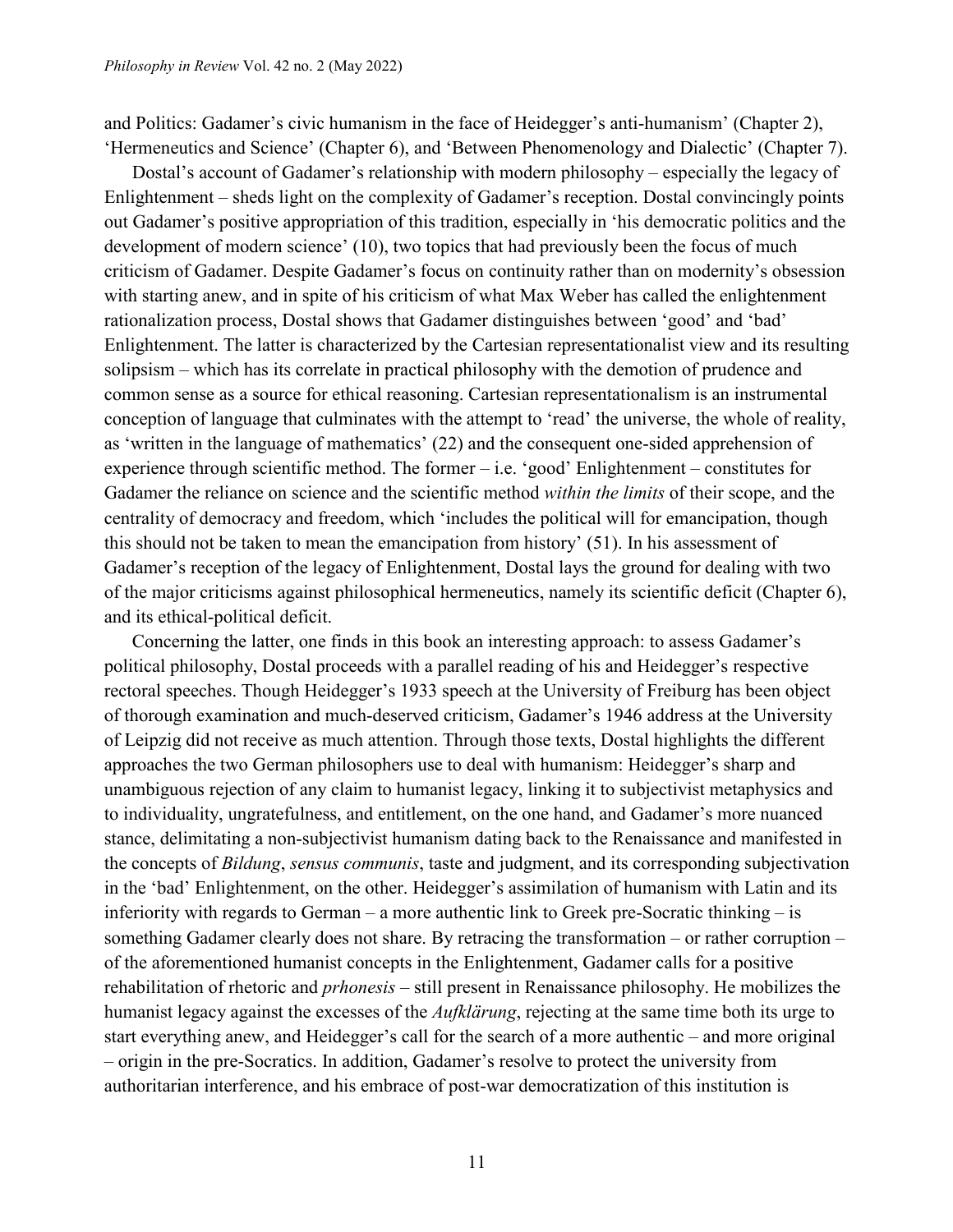and Politics: Gadamer's civic humanism in the face of Heidegger's anti-humanism' (Chapter 2), 'Hermeneutics and Science' (Chapter 6), and 'Between Phenomenology and Dialectic' (Chapter 7).

Dostal's account of Gadamer's relationship with modern philosophy – especially the legacy of Enlightenment – sheds light on the complexity of Gadamer's reception. Dostal convincingly points out Gadamer's positive appropriation of this tradition, especially in 'his democratic politics and the development of modern science' (10), two topics that had previously been the focus of much criticism of Gadamer. Despite Gadamer's focus on continuity rather than on modernity's obsession with starting anew, and in spite of his criticism of what Max Weber has called the enlightenment rationalization process, Dostal shows that Gadamer distinguishes between 'good' and 'bad' Enlightenment. The latter is characterized by the Cartesian representationalist view and its resulting solipsism – which has its correlate in practical philosophy with the demotion of prudence and common sense as a source for ethical reasoning. Cartesian representationalism is an instrumental conception of language that culminates with the attempt to 'read' the universe, the whole of reality, as 'written in the language of mathematics' (22) and the consequent one-sided apprehension of experience through scientific method. The former – i.e. 'good' Enlightenment – constitutes for Gadamer the reliance on science and the scientific method *within the limits* of their scope, and the centrality of democracy and freedom, which 'includes the political will for emancipation, though this should not be taken to mean the emancipation from history' (51). In his assessment of Gadamer's reception of the legacy of Enlightenment, Dostal lays the ground for dealing with two of the major criticisms against philosophical hermeneutics, namely its scientific deficit (Chapter 6), and its ethical-political deficit.

Concerning the latter, one finds in this book an interesting approach: to assess Gadamer's political philosophy, Dostal proceeds with a parallel reading of his and Heidegger's respective rectoral speeches. Though Heidegger's 1933 speech at the University of Freiburg has been object of thorough examination and much-deserved criticism, Gadamer's 1946 address at the University of Leipzig did not receive as much attention. Through those texts, Dostal highlights the different approaches the two German philosophers use to deal with humanism: Heidegger's sharp and unambiguous rejection of any claim to humanist legacy, linking it to subjectivist metaphysics and to individuality, ungratefulness, and entitlement, on the one hand, and Gadamer's more nuanced stance, delimitating a non-subjectivist humanism dating back to the Renaissance and manifested in the concepts of *Bildung*, *sensus communis*, taste and judgment, and its corresponding subjectivation in the 'bad' Enlightenment, on the other. Heidegger's assimilation of humanism with Latin and its inferiority with regards to German – a more authentic link to Greek pre-Socratic thinking – is something Gadamer clearly does not share. By retracing the transformation – or rather corruption – of the aforementioned humanist concepts in the Enlightenment, Gadamer calls for a positive rehabilitation of rhetoric and *prhonesis* – still present in Renaissance philosophy. He mobilizes the humanist legacy against the excesses of the *Aufklärung*, rejecting at the same time both its urge to start everything anew, and Heidegger's call for the search of a more authentic – and more original – origin in the pre-Socratics. In addition, Gadamer's resolve to protect the university from authoritarian interference, and his embrace of post-war democratization of this institution is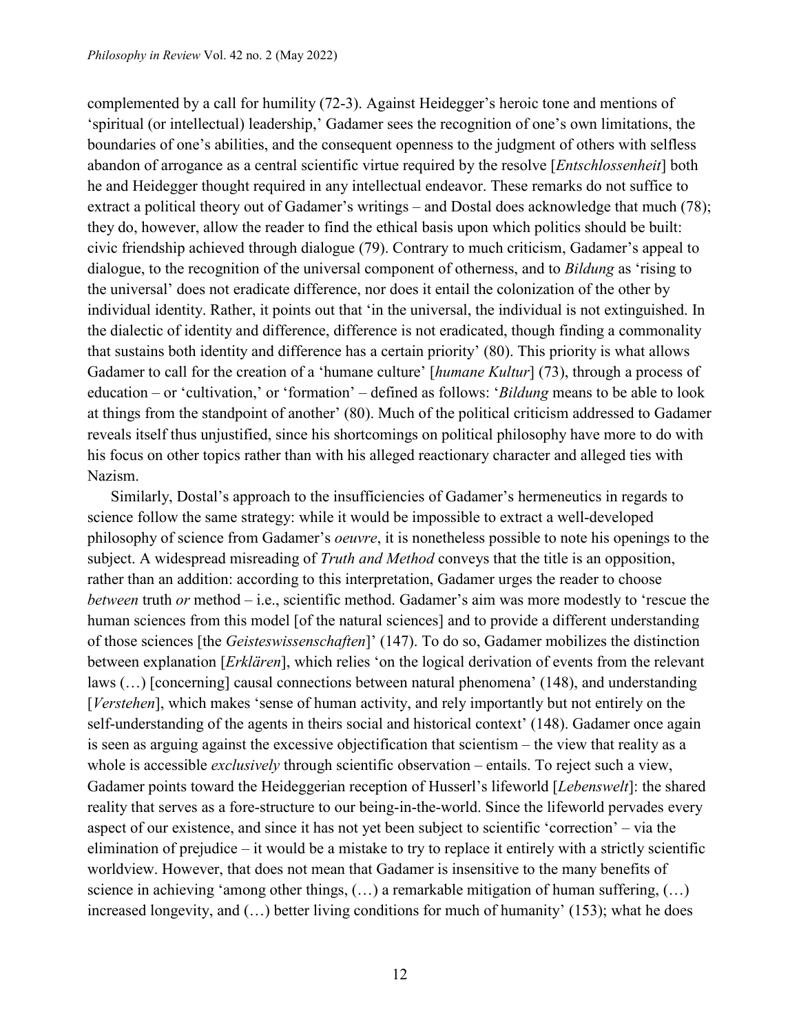complemented by a call for humility (72-3). Against Heidegger's heroic tone and mentions of 'spiritual (or intellectual) leadership,' Gadamer sees the recognition of one's own limitations, the boundaries of one's abilities, and the consequent openness to the judgment of others with selfless abandon of arrogance as a central scientific virtue required by the resolve [*Entschlossenheit*] both he and Heidegger thought required in any intellectual endeavor. These remarks do not suffice to extract a political theory out of Gadamer's writings – and Dostal does acknowledge that much (78); they do, however, allow the reader to find the ethical basis upon which politics should be built: civic friendship achieved through dialogue (79). Contrary to much criticism, Gadamer's appeal to dialogue, to the recognition of the universal component of otherness, and to *Bildung* as 'rising to the universal' does not eradicate difference, nor does it entail the colonization of the other by individual identity. Rather, it points out that 'in the universal, the individual is not extinguished. In the dialectic of identity and difference, difference is not eradicated, though finding a commonality that sustains both identity and difference has a certain priority' (80). This priority is what allows Gadamer to call for the creation of a 'humane culture' [*humane Kultur*] (73), through a process of education – or 'cultivation,' or 'formation' – defined as follows: '*Bildung* means to be able to look at things from the standpoint of another' (80). Much of the political criticism addressed to Gadamer reveals itself thus unjustified, since his shortcomings on political philosophy have more to do with his focus on other topics rather than with his alleged reactionary character and alleged ties with Nazism.

Similarly, Dostal's approach to the insufficiencies of Gadamer's hermeneutics in regards to science follow the same strategy: while it would be impossible to extract a well-developed philosophy of science from Gadamer's *oeuvre*, it is nonetheless possible to note his openings to the subject. A widespread misreading of *Truth and Method* conveys that the title is an opposition, rather than an addition: according to this interpretation, Gadamer urges the reader to choose *between* truth *or* method – i.e., scientific method. Gadamer's aim was more modestly to 'rescue the human sciences from this model [of the natural sciences] and to provide a different understanding of those sciences [the *Geisteswissenschaften*]' (147). To do so, Gadamer mobilizes the distinction between explanation [*Erklären*], which relies 'on the logical derivation of events from the relevant laws (…) [concerning] causal connections between natural phenomena' (148), and understanding [*Verstehen*], which makes 'sense of human activity, and rely importantly but not entirely on the self-understanding of the agents in theirs social and historical context' (148). Gadamer once again is seen as arguing against the excessive objectification that scientism – the view that reality as a whole is accessible *exclusively* through scientific observation – entails. To reject such a view, Gadamer points toward the Heideggerian reception of Husserl's lifeworld [*Lebenswelt*]: the shared reality that serves as a fore-structure to our being-in-the-world. Since the lifeworld pervades every aspect of our existence, and since it has not yet been subject to scientific 'correction' – via the elimination of prejudice – it would be a mistake to try to replace it entirely with a strictly scientific worldview. However, that does not mean that Gadamer is insensitive to the many benefits of science in achieving 'among other things, (…) a remarkable mitigation of human suffering, (…) increased longevity, and (…) better living conditions for much of humanity' (153); what he does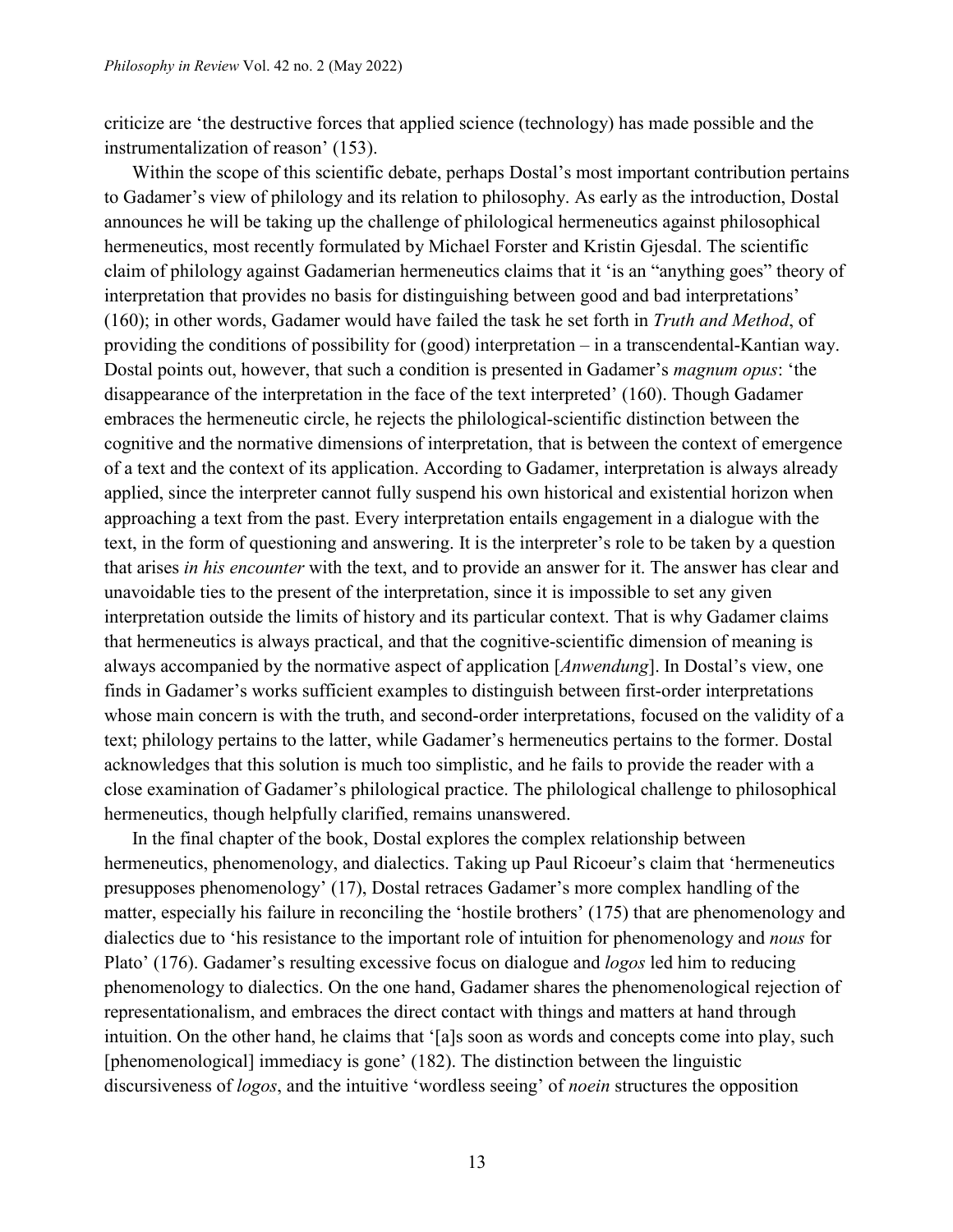criticize are 'the destructive forces that applied science (technology) has made possible and the instrumentalization of reason' (153).

Within the scope of this scientific debate, perhaps Dostal's most important contribution pertains to Gadamer's view of philology and its relation to philosophy. As early as the introduction, Dostal announces he will be taking up the challenge of philological hermeneutics against philosophical hermeneutics, most recently formulated by Michael Forster and Kristin Gjesdal. The scientific claim of philology against Gadamerian hermeneutics claims that it 'is an "anything goes" theory of interpretation that provides no basis for distinguishing between good and bad interpretations' (160); in other words, Gadamer would have failed the task he set forth in *Truth and Method*, of providing the conditions of possibility for (good) interpretation – in a transcendental-Kantian way. Dostal points out, however, that such a condition is presented in Gadamer's *magnum opus*: 'the disappearance of the interpretation in the face of the text interpreted' (160). Though Gadamer embraces the hermeneutic circle, he rejects the philological-scientific distinction between the cognitive and the normative dimensions of interpretation, that is between the context of emergence of a text and the context of its application. According to Gadamer, interpretation is always already applied, since the interpreter cannot fully suspend his own historical and existential horizon when approaching a text from the past. Every interpretation entails engagement in a dialogue with the text, in the form of questioning and answering. It is the interpreter's role to be taken by a question that arises *in his encounter* with the text, and to provide an answer for it. The answer has clear and unavoidable ties to the present of the interpretation, since it is impossible to set any given interpretation outside the limits of history and its particular context. That is why Gadamer claims that hermeneutics is always practical, and that the cognitive-scientific dimension of meaning is always accompanied by the normative aspect of application [*Anwendung*]. In Dostal's view, one finds in Gadamer's works sufficient examples to distinguish between first-order interpretations whose main concern is with the truth, and second-order interpretations, focused on the validity of a text; philology pertains to the latter, while Gadamer's hermeneutics pertains to the former. Dostal acknowledges that this solution is much too simplistic, and he fails to provide the reader with a close examination of Gadamer's philological practice. The philological challenge to philosophical hermeneutics, though helpfully clarified, remains unanswered.

In the final chapter of the book, Dostal explores the complex relationship between hermeneutics, phenomenology, and dialectics. Taking up Paul Ricoeur's claim that 'hermeneutics presupposes phenomenology' (17), Dostal retraces Gadamer's more complex handling of the matter, especially his failure in reconciling the 'hostile brothers' (175) that are phenomenology and dialectics due to 'his resistance to the important role of intuition for phenomenology and *nous* for Plato' (176). Gadamer's resulting excessive focus on dialogue and *logos* led him to reducing phenomenology to dialectics. On the one hand, Gadamer shares the phenomenological rejection of representationalism, and embraces the direct contact with things and matters at hand through intuition. On the other hand, he claims that '[a]s soon as words and concepts come into play, such [phenomenological] immediacy is gone' (182). The distinction between the linguistic discursiveness of *logos*, and the intuitive 'wordless seeing' of *noein* structures the opposition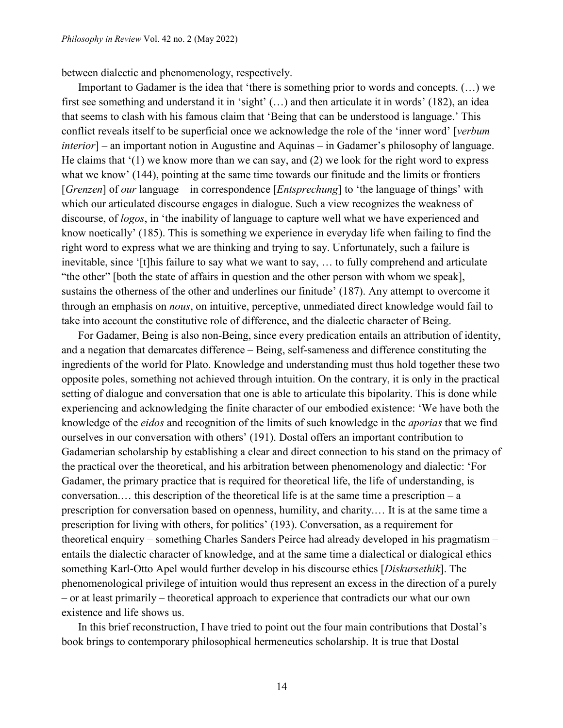between dialectic and phenomenology, respectively.

Important to Gadamer is the idea that 'there is something prior to words and concepts. (…) we first see something and understand it in 'sight' (…) and then articulate it in words' (182), an idea that seems to clash with his famous claim that 'Being that can be understood is language.' This conflict reveals itself to be superficial once we acknowledge the role of the 'inner word' [*verbum interior*] – an important notion in Augustine and Aquinas – in Gadamer's philosophy of language. He claims that '(1) we know more than we can say, and (2) we look for the right word to express what we know' (144), pointing at the same time towards our finitude and the limits or frontiers [*Grenzen*] of *our* language – in correspondence [*Entsprechung*] to 'the language of things' with which our articulated discourse engages in dialogue. Such a view recognizes the weakness of discourse, of *logos*, in 'the inability of language to capture well what we have experienced and know noetically' (185). This is something we experience in everyday life when failing to find the right word to express what we are thinking and trying to say. Unfortunately, such a failure is inevitable, since '[t]his failure to say what we want to say, … to fully comprehend and articulate "the other" [both the state of affairs in question and the other person with whom we speak], sustains the otherness of the other and underlines our finitude' (187). Any attempt to overcome it through an emphasis on *nous*, on intuitive, perceptive, unmediated direct knowledge would fail to take into account the constitutive role of difference, and the dialectic character of Being.

For Gadamer, Being is also non-Being, since every predication entails an attribution of identity, and a negation that demarcates difference – Being, self-sameness and difference constituting the ingredients of the world for Plato. Knowledge and understanding must thus hold together these two opposite poles, something not achieved through intuition. On the contrary, it is only in the practical setting of dialogue and conversation that one is able to articulate this bipolarity. This is done while experiencing and acknowledging the finite character of our embodied existence: 'We have both the knowledge of the *eidos* and recognition of the limits of such knowledge in the *aporias* that we find ourselves in our conversation with others' (191). Dostal offers an important contribution to Gadamerian scholarship by establishing a clear and direct connection to his stand on the primacy of the practical over the theoretical, and his arbitration between phenomenology and dialectic: 'For Gadamer, the primary practice that is required for theoretical life, the life of understanding, is conversation.… this description of the theoretical life is at the same time a prescription – a prescription for conversation based on openness, humility, and charity.… It is at the same time a prescription for living with others, for politics' (193). Conversation, as a requirement for theoretical enquiry – something Charles Sanders Peirce had already developed in his pragmatism – entails the dialectic character of knowledge, and at the same time a dialectical or dialogical ethics – something Karl-Otto Apel would further develop in his discourse ethics [*Diskursethik*]. The phenomenological privilege of intuition would thus represent an excess in the direction of a purely – or at least primarily – theoretical approach to experience that contradicts our what our own existence and life shows us.

In this brief reconstruction, I have tried to point out the four main contributions that Dostal's book brings to contemporary philosophical hermeneutics scholarship. It is true that Dostal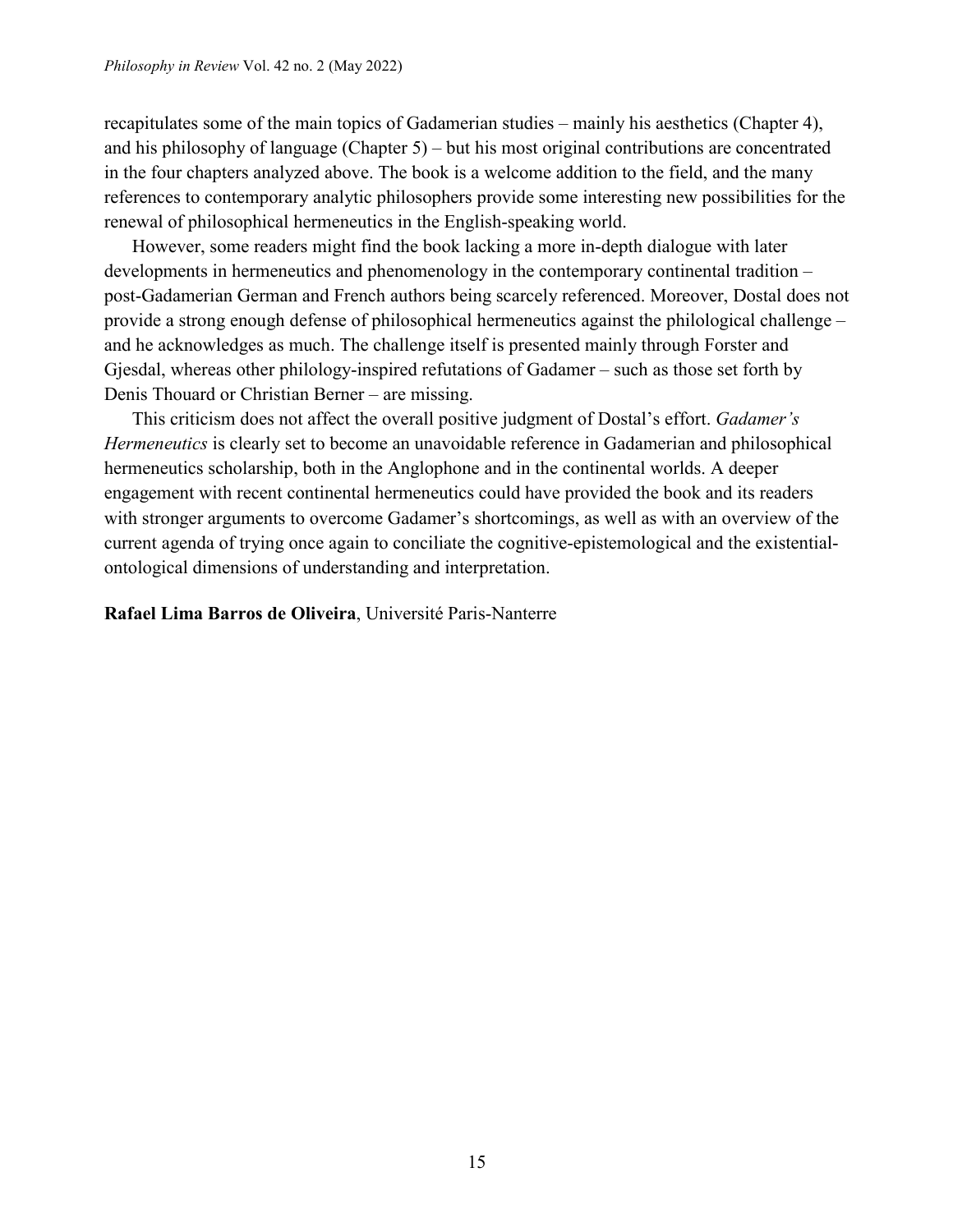recapitulates some of the main topics of Gadamerian studies – mainly his aesthetics (Chapter 4), and his philosophy of language (Chapter 5) – but his most original contributions are concentrated in the four chapters analyzed above. The book is a welcome addition to the field, and the many references to contemporary analytic philosophers provide some interesting new possibilities for the renewal of philosophical hermeneutics in the English-speaking world.

However, some readers might find the book lacking a more in-depth dialogue with later developments in hermeneutics and phenomenology in the contemporary continental tradition – post-Gadamerian German and French authors being scarcely referenced. Moreover, Dostal does not provide a strong enough defense of philosophical hermeneutics against the philological challenge – and he acknowledges as much. The challenge itself is presented mainly through Forster and Gjesdal, whereas other philology-inspired refutations of Gadamer – such as those set forth by Denis Thouard or Christian Berner – are missing.

This criticism does not affect the overall positive judgment of Dostal's effort. *Gadamer's Hermeneutics* is clearly set to become an unavoidable reference in Gadamerian and philosophical hermeneutics scholarship, both in the Anglophone and in the continental worlds. A deeper engagement with recent continental hermeneutics could have provided the book and its readers with stronger arguments to overcome Gadamer's shortcomings, as well as with an overview of the current agenda of trying once again to conciliate the cognitive-epistemological and the existential-ontological dimensions of understanding and interpretation.

**Rafael Lima Barros de Oliveira**, Université Paris-Nanterre